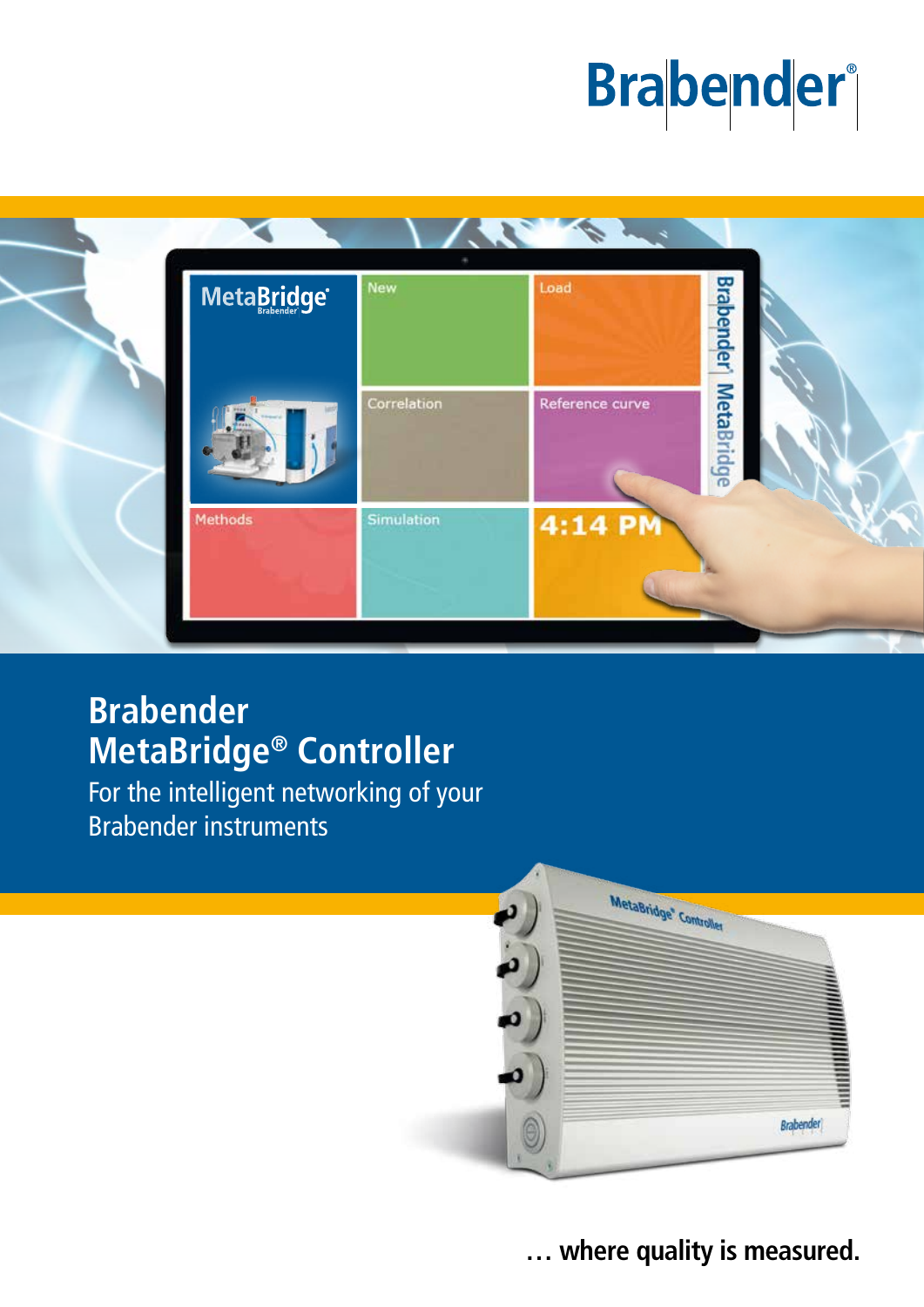# Brabender MetaBridge® Controller

For the intelligent networking of your Brabender instruments

… where quality is measured.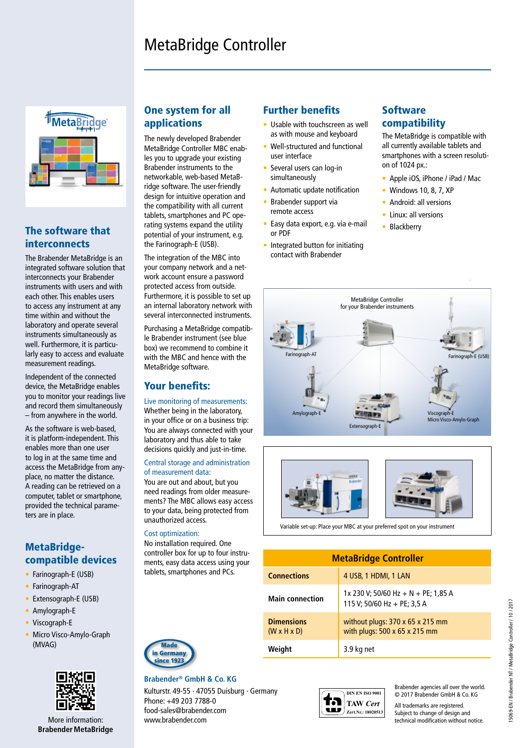# MetaBridge Controller

## The software that interconnects

The Brabender MetaBridge is an integrated software solution that interconnects your Brabender instruments with users and with each other. This enables users to access any instrument at any time within and without the laboratory and operate several instruments simultaneously as well. Furthermore, it is particularly easy to access and evaluate measurement readings.

Independent of the connected device, the MetaBridge enables you to monitor your readings live and record them simultaneously – from anywhere in the world.

As the software is web-based, it is platform-independent. This enables more than one user to log in at the same time and access the MetaBridge from anyplace, no matter the distance. A reading can be retrieved on a computer, tablet or smartphone, provided the technical parameters are in place.

## MetaBridge-compatible devices

- Farinograph-E (USB)
- Farinograph-AT
- Extensograph-E (USB)
- Amylograph-E
- Viscograph-E
- Micro Visco-Amylo-Graph (MVAG)

More information:
**Brabender MetaBridge**

## One system for all applications

The newly developed Brabender MetaBridge Controller MBC enables you to upgrade your existing Brabender instruments to the networkable, web-based MetaBridge software. The user-friendly design for intuitive operation and the compatibility with all current tablets, smartphones and PC operating systems expand the utility potential of your instrument, e.g. the Farinograph-E (USB).

The integration of the MBC into your company network and a network account ensure a password protected access from outside. Furthermore, it is possible to set up an internal laboratory network with several interconnected instruments.

Purchasing a MetaBridge compatible Brabender instrument (see blue box) we recommend to combine it with the MBC and hence with the MetaBridge software.

## Your benefits:

Live monitoring of measurements:
Whether being in the laboratory, in your office or on a business trip: You are always connected with your laboratory and thus able to take decisions quickly and just-in-time.

Central storage and administration of measurement data:
You are out and about, but you need readings from older measurements? The MBC allows easy access to your data, being protected from unauthorized access.

Cost optimization:
No installation required. One controller box for up to four instruments, easy data access using your tablets, smartphones and PCs.

## Further benefits

- Usable with touchscreen as well as with mouse and keyboard
- Well-structured and functional user interface
- Several users can log-in simultaneously
- Automatic update notification
- Brabender support via remote access
- Easy data export, e.g. via e-mail or PDF
- Integrated button for initiating contact with Brabender

## Software compatibility

The MetaBridge is compatible with all currently available tablets and smartphones with a screen resolution of 1024 px.:

- Apple iOS, iPhone / iPad / Mac
- Windows 10, 8, 7, XP
- Android: all versions
- Linux: all versions
- Blackberry

MetaBridge Controller
for your Brabender instruments

Farinograph-AT
Farinograph-E (USB)
Amylograph-E
Extensograph-E
Viscograph-E
Micro Visco-Amylo-Graph

Variable set-up: Place your MBC at your preferred spot on your instrument

| MetaBridge Controller | |
|---|---|
| **Connections** | 4 USB, 1 HDMI, 1 LAN |
| **Main connection** | 1x 230 V; 50/60 Hz + N + PE; 1,85 A<br>115 V; 50/60 Hz + PE; 3,5 A |
| **Dimensions** (W x H x D) | without plugs: 370 x 65 x 215 mm<br>with plugs: 500 x 65 x 215 mm |
| **Weight** | 3.9 kg net |

Made in Germany since 1923

**Brabender® GmbH & Co. KG**
Kulturstr. 49-55 · 47055 Duisburg · Germany
Phone: +49 203 7788-0
food-sales@brabender.com
www.brabender.com

DIN EN ISO 9001
TAW Cert
Zert.Nr.: 18020513

Brabender agencies all over the world.
© 2017 Brabender GmbH & Co. KG

All trademarks are registered.
Subject to change of design and technical modification without notice.

15069-EN / Brabender NT / MetaBridge Controller / 10 / 2017